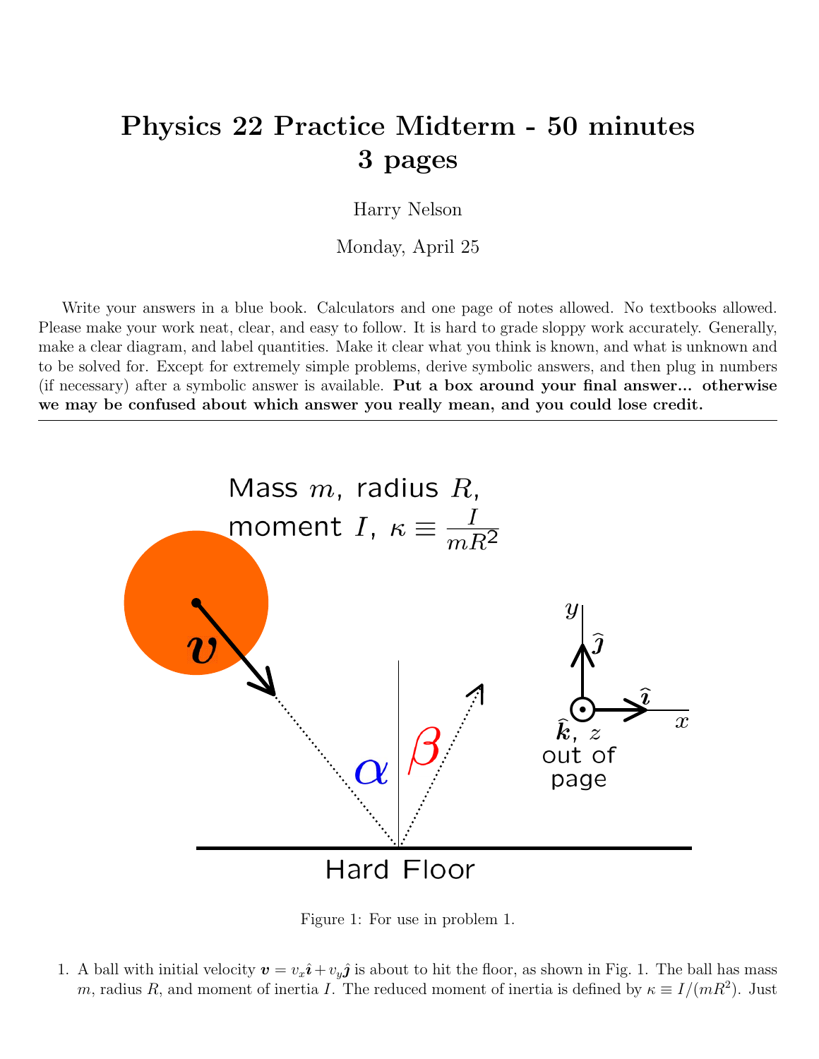# Physics 22 Practice Midterm - 50 minutes
# 3 pages

Harry Nelson

Monday, April 25

Write your answers in a blue book. Calculators and one page of notes allowed. No textbooks allowed. Please make your work neat, clear, and easy to follow. It is hard to grade sloppy work accurately. Generally, make a clear diagram, and label quantities. Make it clear what you think is known, and what is unknown and to be solved for. Except for extremely simple problems, derive symbolic answers, and then plug in numbers (if necessary) after a symbolic answer is available. **Put a box around your final answer... otherwise we may be confused about which answer you really mean, and you could lose credit.**

---

Figure 1: For use in problem 1.

1. A ball with initial velocity $\boldsymbol{v} = v_x\hat{\boldsymbol{\imath}} + v_y\hat{\boldsymbol{\jmath}}$ is about to hit the floor, as shown in Fig. 1. The ball has mass $m$, radius $R$, and moment of inertia $I$. The reduced moment of inertia is defined by $\kappa \equiv I/(mR^2)$. Just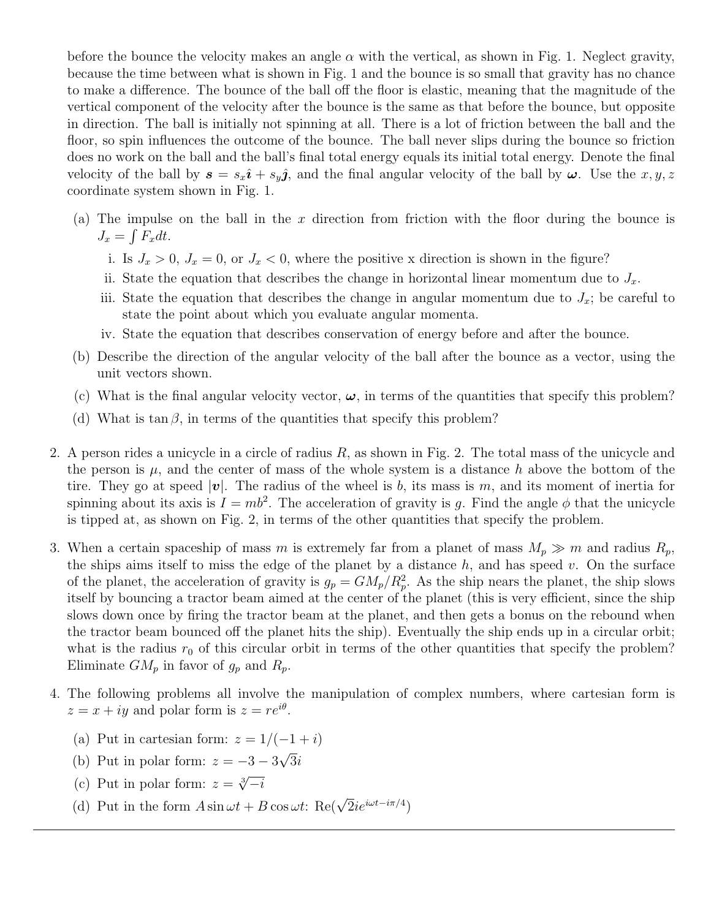before the bounce the velocity makes an angle $\alpha$ with the vertical, as shown in Fig. 1. Neglect gravity, because the time between what is shown in Fig. 1 and the bounce is so small that gravity has no chance to make a difference. The bounce of the ball off the floor is elastic, meaning that the magnitude of the vertical component of the velocity after the bounce is the same as that before the bounce, but opposite in direction. The ball is initially not spinning at all. There is a lot of friction between the ball and the floor, so spin influences the outcome of the bounce. The ball never slips during the bounce so friction does no work on the ball and the ball's final total energy equals its initial total energy. Denote the final velocity of the ball by $\boldsymbol{s} = s_x\hat{\boldsymbol{\imath}} + s_y\hat{\boldsymbol{\jmath}}$, and the final angular velocity of the ball by $\boldsymbol{\omega}$. Use the $x, y, z$ coordinate system shown in Fig. 1.

(a) The impulse on the ball in the $x$ direction from friction with the floor during the bounce is $J_x = \int F_x dt$.

   i. Is $J_x > 0$, $J_x = 0$, or $J_x < 0$, where the positive x direction is shown in the figure?

   ii. State the equation that describes the change in horizontal linear momentum due to $J_x$.

   iii. State the equation that describes the change in angular momentum due to $J_x$; be careful to state the point about which you evaluate angular momenta.

   iv. State the equation that describes conservation of energy before and after the bounce.

(b) Describe the direction of the angular velocity of the ball after the bounce as a vector, using the unit vectors shown.

(c) What is the final angular velocity vector, $\boldsymbol{\omega}$, in terms of the quantities that specify this problem?

(d) What is $\tan\beta$, in terms of the quantities that specify this problem?

2. A person rides a unicycle in a circle of radius $R$, as shown in Fig. 2. The total mass of the unicycle and the person is $\mu$, and the center of mass of the whole system is a distance $h$ above the bottom of the tire. They go at speed $|\boldsymbol{v}|$. The radius of the wheel is $b$, its mass is $m$, and its moment of inertia for spinning about its axis is $I = mb^2$. The acceleration of gravity is $g$. Find the angle $\phi$ that the unicycle is tipped at, as shown on Fig. 2, in terms of the other quantities that specify the problem.

3. When a certain spaceship of mass $m$ is extremely far from a planet of mass $M_p \gg m$ and radius $R_p$, the ships aims itself to miss the edge of the planet by a distance $h$, and has speed $v$. On the surface of the planet, the acceleration of gravity is $g_p = GM_p/R_p^2$. As the ship nears the planet, the ship slows itself by bouncing a tractor beam aimed at the center of the planet (this is very efficient, since the ship slows down once by firing the tractor beam at the planet, and then gets a bonus on the rebound when the tractor beam bounced off the planet hits the ship). Eventually the ship ends up in a circular orbit; what is the radius $r_0$ of this circular orbit in terms of the other quantities that specify the problem? Eliminate $GM_p$ in favor of $g_p$ and $R_p$.

4. The following problems all involve the manipulation of complex numbers, where cartesian form is $z = x + iy$ and polar form is $z = re^{i\theta}$.

(a) Put in cartesian form: $z = 1/(-1+i)$

(b) Put in polar form: $z = -3 - 3\sqrt{3}i$

(c) Put in polar form: $z = \sqrt[3]{-i}$

(d) Put in the form $A\sin\omega t + B\cos\omega t$: $\text{Re}(\sqrt{2}ie^{i\omega t - i\pi/4})$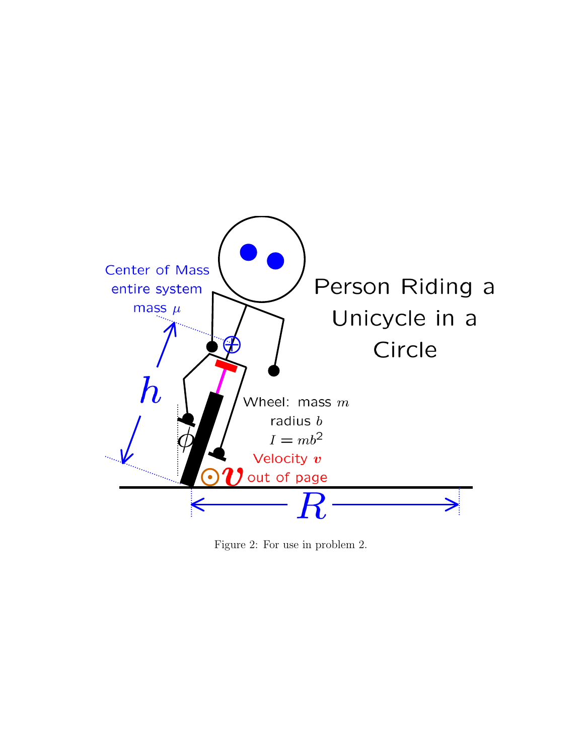Center of Mass
entire system
mass $\mu$

$h$

$\phi$

Person Riding a
Unicycle in a
Circle

Wheel: mass $m$
radius $b$
$I = mb^2$
Velocity $\boldsymbol{v}$
out of page

$\odot \boldsymbol{v}$

$R$

Figure 2: For use in problem 2.